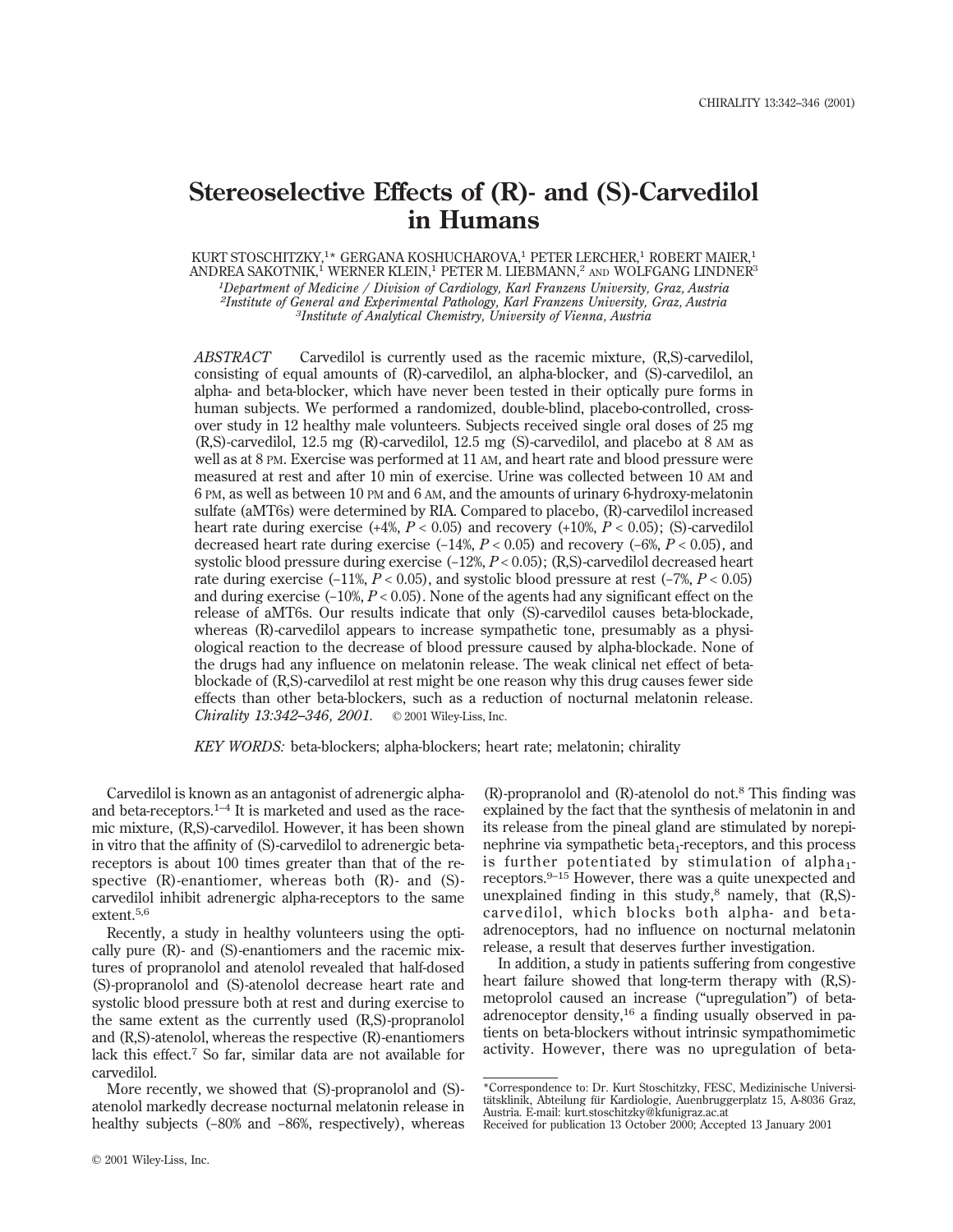# Stereoselective Effects of (R)- and (S)-Carvedilol in Humans

KURT STOSCHITZKY,[1]* GERGANA KOSHUCHAROVA,[1] PETER LERCHER,[1] ROBERT MAIER,[1] ANDREA SAKOTNIK,[1] WERNER KLEIN,[1] PETER M. LIEBMANN,[2] AND WOLFGANG LINDNER[3]

[1]*Department of Medicine / Division of Cardiology, Karl Franzens University, Graz, Austria*
[2]*Institute of General and Experimental Pathology, Karl Franzens University, Graz, Austria*
[3]*Institute of Analytical Chemistry, University of Vienna, Austria*

*ABSTRACT* Carvedilol is currently used as the racemic mixture, (R,S)-carvedilol, consisting of equal amounts of (R)-carvedilol, an alpha-blocker, and (S)-carvedilol, an alpha- and beta-blocker, which have never been tested in their optically pure forms in human subjects. We performed a randomized, double-blind, placebo-controlled, cross-over study in 12 healthy male volunteers. Subjects received single oral doses of 25 mg (R,S)-carvedilol, 12.5 mg (R)-carvedilol, 12.5 mg (S)-carvedilol, and placebo at 8 AM as well as at 8 PM. Exercise was performed at 11 AM, and heart rate and blood pressure were measured at rest and after 10 min of exercise. Urine was collected between 10 AM and 6 PM, as well as between 10 PM and 6 AM, and the amounts of urinary 6-hydroxy-melatonin sulfate (aMT6s) were determined by RIA. Compared to placebo, (R)-carvedilol increased heart rate during exercise (+4%, $P < 0.05$) and recovery (+10%, $P < 0.05$); (S)-carvedilol decreased heart rate during exercise (−14%, $P < 0.05$) and recovery (−6%, $P < 0.05$), and systolic blood pressure during exercise (−12%, $P < 0.05$); (R,S)-carvedilol decreased heart rate during exercise (−11%, $P < 0.05$), and systolic blood pressure at rest (−7%, $P < 0.05$) and during exercise (−10%, $P < 0.05$). None of the agents had any significant effect on the release of aMT6s. Our results indicate that only (S)-carvedilol causes beta-blockade, whereas (R)-carvedilol appears to increase sympathetic tone, presumably as a physiological reaction to the decrease of blood pressure caused by alpha-blockade. None of the drugs had any influence on melatonin release. The weak clinical net effect of beta-blockade of (R,S)-carvedilol at rest might be one reason why this drug causes fewer side effects than other beta-blockers, such as a reduction of nocturnal melatonin release. *Chirality 13:342–346, 2001.* © 2001 Wiley-Liss, Inc.

*KEY WORDS:* beta-blockers; alpha-blockers; heart rate; melatonin; chirality

Carvedilol is known as an antagonist of adrenergic alpha- and beta-receptors.[1–4] It is marketed and used as the racemic mixture, (R,S)-carvedilol. However, it has been shown in vitro that the affinity of (S)-carvedilol to adrenergic beta-receptors is about 100 times greater than that of the respective (R)-enantiomer, whereas both (R)- and (S)-carvedilol inhibit adrenergic alpha-receptors to the same extent.[5,6]

Recently, a study in healthy volunteers using the optically pure (R)- and (S)-enantiomers and the racemic mixtures of propranolol and atenolol revealed that half-dosed (S)-propranolol and (S)-atenolol decrease heart rate and systolic blood pressure both at rest and during exercise to the same extent as the currently used (R,S)-propranolol and (R,S)-atenolol, whereas the respective (R)-enantiomers lack this effect.[7] So far, similar data are not available for carvedilol.

More recently, we showed that (S)-propranolol and (S)-atenolol markedly decrease nocturnal melatonin release in healthy subjects (−80% and −86%, respectively), whereas (R)-propranolol and (R)-atenolol do not.[8] This finding was explained by the fact that the synthesis of melatonin in and its release from the pineal gland are stimulated by norepinephrine via sympathetic $\beta_1$-receptors, and this process is further potentiated by stimulation of $\alpha_1$-receptors.[9–15] However, there was a quite unexpected and unexplained finding in this study,[8] namely, that (R,S)-carvedilol, which blocks both alpha- and beta-adrenoceptors, had no influence on nocturnal melatonin release, a result that deserves further investigation.

In addition, a study in patients suffering from congestive heart failure showed that long-term therapy with (R,S)-metoprolol caused an increase ("upregulation") of beta-adrenoceptor density,[16] a finding usually observed in patients on beta-blockers without intrinsic sympathomimetic activity. However, there was no upregulation of beta-

*Correspondence to: Dr. Kurt Stoschitzky, FESC, Medizinische Universitätsklinik, Abteilung für Kardiologie, Auenbruggerplatz 15, A-8036 Graz, Austria. E-mail: kurt.stoschitzky@kfunigraz.ac.at
Received for publication 13 October 2000; Accepted 13 January 2001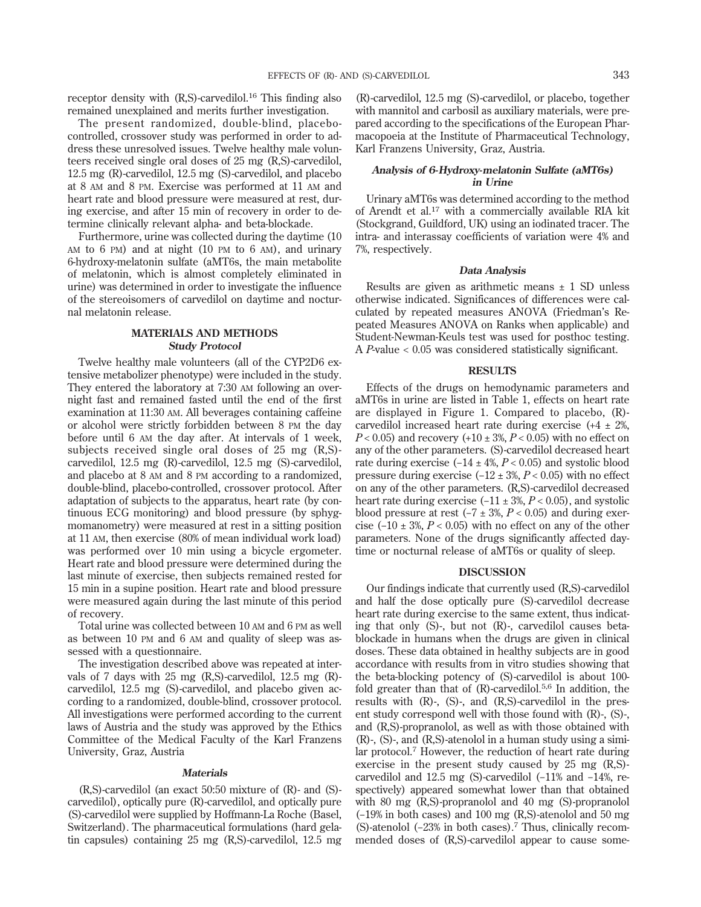receptor density with (R,S)-carvedilol.[16] This finding also remained unexplained and merits further investigation.

The present randomized, double-blind, placebo-controlled, crossover study was performed in order to address these unresolved issues. Twelve healthy male volunteers received single oral doses of 25 mg (R,S)-carvedilol, 12.5 mg (R)-carvedilol, 12.5 mg (S)-carvedilol, and placebo at 8 AM and 8 PM. Exercise was performed at 11 AM and heart rate and blood pressure were measured at rest, during exercise, and after 15 min of recovery in order to determine clinically relevant alpha- and beta-blockade.

Furthermore, urine was collected during the daytime (10 AM to 6 PM) and at night (10 PM to 6 AM), and urinary 6-hydroxy-melatonin sulfate (aMT6s, the main metabolite of melatonin, which is almost completely eliminated in urine) was determined in order to investigate the influence of the stereoisomers of carvedilol on daytime and nocturnal melatonin release.

## MATERIALS AND METHODS

### Study Protocol

Twelve healthy male volunteers (all of the CYP2D6 extensive metabolizer phenotype) were included in the study. They entered the laboratory at 7:30 AM following an overnight fast and remained fasted until the end of the first examination at 11:30 AM. All beverages containing caffeine or alcohol were strictly forbidden between 8 PM the day before until 6 AM the day after. At intervals of 1 week, subjects received single oral doses of 25 mg (R,S)-carvedilol, 12.5 mg (R)-carvedilol, 12.5 mg (S)-carvedilol, and placebo at 8 AM and 8 PM according to a randomized, double-blind, placebo-controlled, crossover protocol. After adaptation of subjects to the apparatus, heart rate (by continuous ECG monitoring) and blood pressure (by sphygmomanometry) were measured at rest in a sitting position at 11 AM, then exercise (80% of mean individual work load) was performed over 10 min using a bicycle ergometer. Heart rate and blood pressure were determined during the last minute of exercise, then subjects remained rested for 15 min in a supine position. Heart rate and blood pressure were measured again during the last minute of this period of recovery.

Total urine was collected between 10 AM and 6 PM as well as between 10 PM and 6 AM and quality of sleep was assessed with a questionnaire.

The investigation described above was repeated at intervals of 7 days with 25 mg (R,S)-carvedilol, 12.5 mg (R)-carvedilol, 12.5 mg (S)-carvedilol, and placebo given according to a randomized, double-blind, crossover protocol. All investigations were performed according to the current laws of Austria and the study was approved by the Ethics Committee of the Medical Faculty of the Karl Franzens University, Graz, Austria

### Materials

(R,S)-carvedilol (an exact 50:50 mixture of (R)- and (S)-carvedilol), optically pure (R)-carvedilol, and optically pure (S)-carvedilol were supplied by Hoffmann-La Roche (Basel, Switzerland). The pharmaceutical formulations (hard gelatin capsules) containing 25 mg (R,S)-carvedilol, 12.5 mg (R)-carvedilol, 12.5 mg (S)-carvedilol, or placebo, together with mannitol and carbosil as auxiliary materials, were prepared according to the specifications of the European Pharmacopoeia at the Institute of Pharmaceutical Technology, Karl Franzens University, Graz, Austria.

### Analysis of 6-Hydroxy-melatonin Sulfate (aMT6s) in Urine

Urinary aMT6s was determined according to the method of Arendt et al.[17] with a commercially available RIA kit (Stockgrand, Guildford, UK) using an iodinated tracer. The intra- and interassay coefficients of variation were 4% and 7%, respectively.

### Data Analysis

Results are given as arithmetic means ± 1 SD unless otherwise indicated. Significances of differences were calculated by repeated measures ANOVA (Friedman's Repeated Measures ANOVA on Ranks when applicable) and Student-Newman-Keuls test was used for posthoc testing. A $P$-value $< 0.05$ was considered statistically significant.

## RESULTS

Effects of the drugs on hemodynamic parameters and aMT6s in urine are listed in Table 1, effects on heart rate are displayed in Figure 1. Compared to placebo, (R)-carvedilol increased heart rate during exercise (+4 ± 2%, $P < 0.05$) and recovery (+10 ± 3%, $P < 0.05$) with no effect on any of the other parameters. (S)-carvedilol decreased heart rate during exercise (–14 ± 4%, $P < 0.05$) and systolic blood pressure during exercise (–12 ± 3%, $P < 0.05$) with no effect on any of the other parameters. (R,S)-carvedilol decreased heart rate during exercise (–11 ± 3%, $P < 0.05$), and systolic blood pressure at rest (–7 ± 3%, $P < 0.05$) and during exercise (–10 ± 3%, $P < 0.05$) with no effect on any of the other parameters. None of the drugs significantly affected daytime or nocturnal release of aMT6s or quality of sleep.

## DISCUSSION

Our findings indicate that currently used (R,S)-carvedilol and half the dose optically pure (S)-carvedilol decrease heart rate during exercise to the same extent, thus indicating that only (S)-, but not (R)-, carvedilol causes beta-blockade in humans when the drugs are given in clinical doses. These data obtained in healthy subjects are in good accordance with results from in vitro studies showing that the beta-blocking potency of (S)-carvedilol is about 100-fold greater than that of (R)-carvedilol.[5,6] In addition, the results with (R)-, (S)-, and (R,S)-carvedilol in the present study correspond well with those found with (R)-, (S)-, and (R,S)-propranolol, as well as with those obtained with (R)-, (S)-, and (R,S)-atenolol in a human study using a similar protocol.[7] However, the reduction of heart rate during exercise in the present study caused by 25 mg (R,S)-carvedilol and 12.5 mg (S)-carvedilol (–11% and –14%, respectively) appeared somewhat lower than that obtained with 80 mg (R,S)-propranolol and 40 mg (S)-propranolol (–19% in both cases) and 100 mg (R,S)-atenolol and 50 mg (S)-atenolol (–23% in both cases).[7] Thus, clinically recommended doses of (R,S)-carvedilol appear to cause some-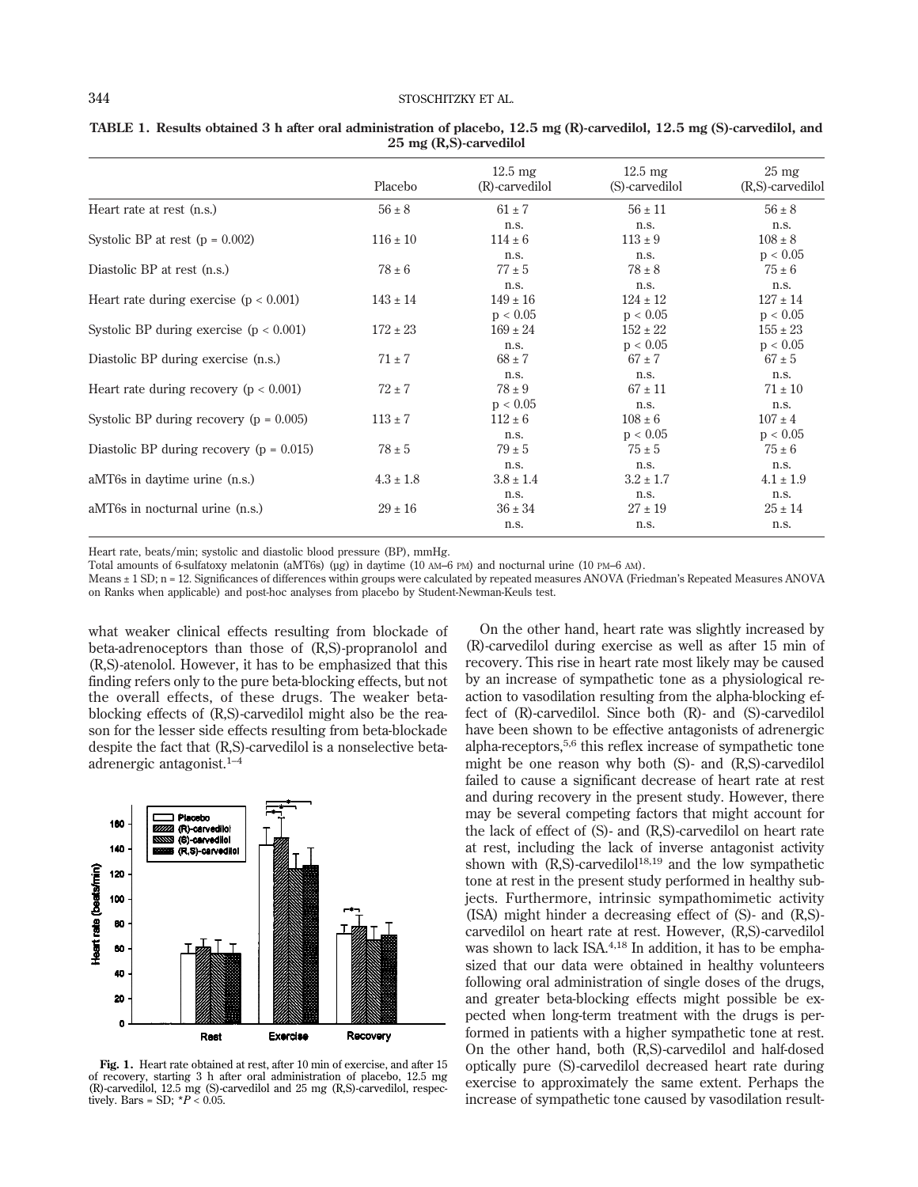**TABLE 1. Results obtained 3 h after oral administration of placebo, 12.5 mg (R)-carvedilol, 12.5 mg (S)-carvedilol, and 25 mg (R,S)-carvedilol**

| | Placebo | 12.5 mg (R)-carvedilol | 12.5 mg (S)-carvedilol | 25 mg (R,S)-carvedilol |
|---|---|---|---|---|
| Heart rate at rest (n.s.) | 56 ± 8 | 61 ± 7 n.s. | 56 ± 11 n.s. | 56 ± 8 n.s. |
| Systolic BP at rest ($p = 0.002$) | 116 ± 10 | 114 ± 6 n.s. | 113 ± 9 n.s. | 108 ± 8 $p < 0.05$ |
| Diastolic BP at rest (n.s.) | 78 ± 6 | 77 ± 5 n.s. | 78 ± 8 n.s. | 75 ± 6 n.s. |
| Heart rate during exercise ($p < 0.001$) | 143 ± 14 | 149 ± 16 $p < 0.05$ | 124 ± 12 $p < 0.05$ | 127 ± 14 $p < 0.05$ |
| Systolic BP during exercise ($p < 0.001$) | 172 ± 23 | 169 ± 24 n.s. | 152 ± 22 $p < 0.05$ | 155 ± 23 $p < 0.05$ |
| Diastolic BP during exercise (n.s.) | 71 ± 7 | 68 ± 7 n.s. | 67 ± 7 n.s. | 67 ± 5 n.s. |
| Heart rate during recovery ($p < 0.001$) | 72 ± 7 | 78 ± 9 $p < 0.05$ | 67 ± 11 n.s. | 71 ± 10 n.s. |
| Systolic BP during recovery ($p = 0.005$) | 113 ± 7 | 112 ± 6 n.s. | 108 ± 6 $p < 0.05$ | 107 ± 4 $p < 0.05$ |
| Diastolic BP during recovery ($p = 0.015$) | 78 ± 5 | 79 ± 5 n.s. | 75 ± 5 n.s. | 75 ± 6 n.s. |
| aMT6s in daytime urine (n.s.) | 4.3 ± 1.8 | 3.8 ± 1.4 n.s. | 3.2 ± 1.7 n.s. | 4.1 ± 1.9 n.s. |
| aMT6s in nocturnal urine (n.s.) | 29 ± 16 | 36 ± 34 n.s. | 27 ± 19 n.s. | 25 ± 14 n.s. |

Heart rate, beats/min; systolic and diastolic blood pressure (BP), mmHg.
Total amounts of 6-sulfatoxy melatonin (aMT6s) (μg) in daytime (10 AM–6 PM) and nocturnal urine (10 PM–6 AM).
Means ± 1 SD; n = 12. Significances of differences within groups were calculated by repeated measures ANOVA (Friedman's Repeated Measures ANOVA on Ranks when applicable) and post-hoc analyses from placebo by Student-Newman-Keuls test.

what weaker clinical effects resulting from blockade of beta-adrenoceptors than those of (R,S)-propranolol and (R,S)-atenolol. However, it has to be emphasized that this finding refers only to the pure beta-blocking effects, but not the overall effects, of these drugs. The weaker beta-blocking effects of (R,S)-carvedilol might also be the reason for the lesser side effects resulting from beta-blockade despite the fact that (R,S)-carvedilol is a nonselective beta-adrenergic antagonist.[1–4]

**Fig. 1.** Heart rate obtained at rest, after 10 min of exercise, and after 15 of recovery, starting 3 h after oral administration of placebo, 12.5 mg (R)-carvedilol, 12.5 mg (S)-carvedilol and 25 mg (R,S)-carvedilol, respectively. Bars = SD; *$P < 0.05$.

On the other hand, heart rate was slightly increased by (R)-carvedilol during exercise as well as after 15 min of recovery. This rise in heart rate most likely may be caused by an increase of sympathetic tone as a physiological reaction to vasodilation resulting from the alpha-blocking effect of (R)-carvedilol. Since both (R)- and (S)-carvedilol have been shown to be effective antagonists of adrenergic alpha-receptors,[5,6] this reflex increase of sympathetic tone might be one reason why both (S)- and (R,S)-carvedilol failed to cause a significant decrease of heart rate at rest and during recovery in the present study. However, there may be several competing factors that might account for the lack of effect of (S)- and (R,S)-carvedilol on heart rate at rest, including the lack of inverse antagonist activity shown with (R,S)-carvedilol[18,19] and the low sympathetic tone at rest in the present study performed in healthy subjects. Furthermore, intrinsic sympathomimetic activity (ISA) might hinder a decreasing effect of (S)- and (R,S)-carvedilol on heart rate at rest. However, (R,S)-carvedilol was shown to lack ISA.[4,18] In addition, it has to be emphasized that our data were obtained in healthy volunteers following oral administration of single doses of the drugs, and greater beta-blocking effects might possible be expected when long-term treatment with the drugs is performed in patients with a higher sympathetic tone at rest. On the other hand, both (R,S)-carvedilol and half-dosed optically pure (S)-carvedilol decreased heart rate during exercise to approximately the same extent. Perhaps the increase of sympathetic tone caused by vasodilation result-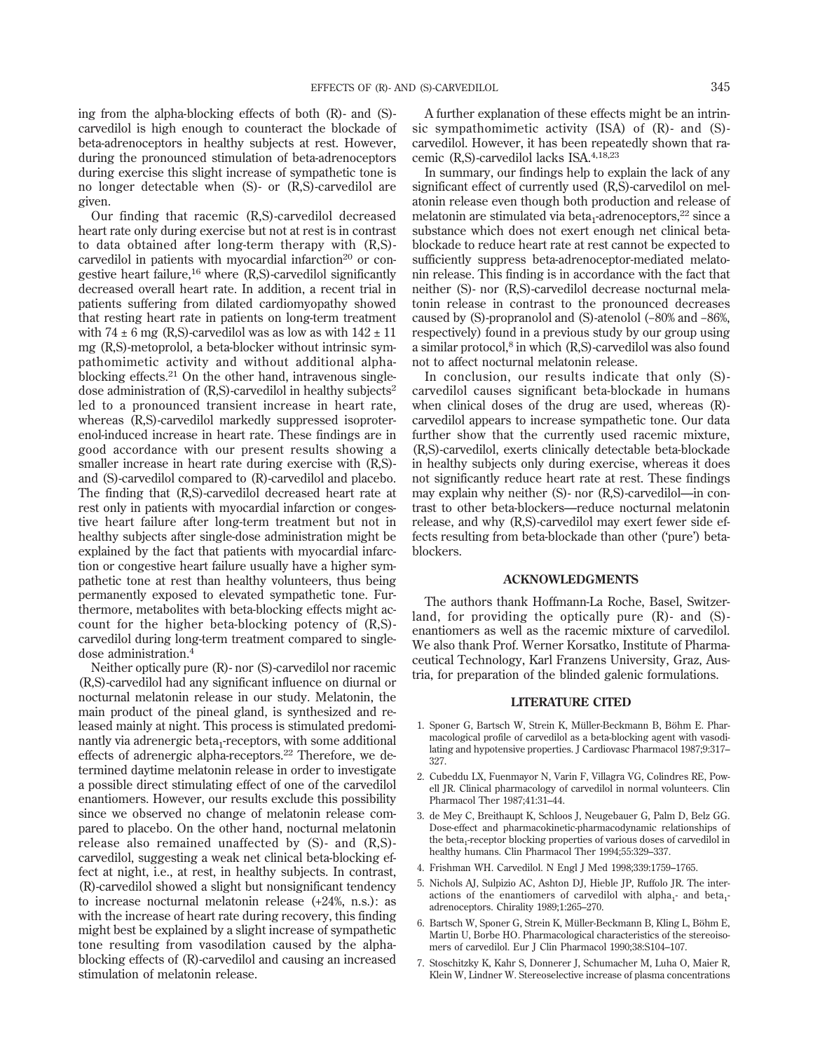ing from the alpha-blocking effects of both (R)- and (S)-carvedilol is high enough to counteract the blockade of beta-adrenoceptors in healthy subjects at rest. However, during the pronounced stimulation of beta-adrenoceptors during exercise this slight increase of sympathetic tone is no longer detectable when (S)- or (R,S)-carvedilol are given.

Our finding that racemic (R,S)-carvedilol decreased heart rate only during exercise but not at rest is in contrast to data obtained after long-term therapy with (R,S)-carvedilol in patients with myocardial infarction[20] or congestive heart failure,[16] where (R,S)-carvedilol significantly decreased overall heart rate. In addition, a recent trial in patients suffering from dilated cardiomyopathy showed that resting heart rate in patients on long-term treatment with 74 ± 6 mg (R,S)-carvedilol was as low as with 142 ± 11 mg (R,S)-metoprolol, a beta-blocker without intrinsic sympathomimetic activity and without additional alpha-blocking effects.[21] On the other hand, intravenous single-dose administration of (R,S)-carvedilol in healthy subjects[2] led to a pronounced transient increase in heart rate, whereas (R,S)-carvedilol markedly suppressed isoproterenol-induced increase in heart rate. These findings are in good accordance with our present results showing a smaller increase in heart rate during exercise with (R,S)- and (S)-carvedilol compared to (R)-carvedilol and placebo. The finding that (R,S)-carvedilol decreased heart rate at rest only in patients with myocardial infarction or congestive heart failure after long-term treatment but not in healthy subjects after single-dose administration might be explained by the fact that patients with myocardial infarction or congestive heart failure usually have a higher sympathetic tone at rest than healthy volunteers, thus being permanently exposed to elevated sympathetic tone. Furthermore, metabolites with beta-blocking effects might account for the higher beta-blocking potency of (R,S)-carvedilol during long-term treatment compared to single-dose administration.[4]

Neither optically pure (R)- nor (S)-carvedilol nor racemic (R,S)-carvedilol had any significant influence on diurnal or nocturnal melatonin release in our study. Melatonin, the main product of the pineal gland, is synthesized and released mainly at night. This process is stimulated predominantly via adrenergic $\beta_1$-receptors, with some additional effects of adrenergic alpha-receptors.[22] Therefore, we determined daytime melatonin release in order to investigate a possible direct stimulating effect of one of the carvedilol enantiomers. However, our results exclude this possibility since we observed no change of melatonin release compared to placebo. On the other hand, nocturnal melatonin release also remained unaffected by (S)- and (R,S)-carvedilol, suggesting a weak net clinical beta-blocking effect at night, i.e., at rest, in healthy subjects. In contrast, (R)-carvedilol showed a slight but nonsignificant tendency to increase nocturnal melatonin release (+24%, n.s.): as with the increase of heart rate during recovery, this finding might best be explained by a slight increase of sympathetic tone resulting from vasodilation caused by the alpha-blocking effects of (R)-carvedilol and causing an increased stimulation of melatonin release.

A further explanation of these effects might be an intrinsic sympathomimetic activity (ISA) of (R)- and (S)-carvedilol. However, it has been repeatedly shown that racemic (R,S)-carvedilol lacks ISA.[4,18,23]

In summary, our findings help to explain the lack of any significant effect of currently used (R,S)-carvedilol on melatonin release even though both production and release of melatonin are stimulated via $\text{beta}_1$-adrenoceptors,[22] since a substance which does not exert enough net clinical beta-blockade to reduce heart rate at rest cannot be expected to sufficiently suppress beta-adrenoceptor-mediated melatonin release. This finding is in accordance with the fact that neither (S)- nor (R,S)-carvedilol decrease nocturnal melatonin release in contrast to the pronounced decreases caused by (S)-propranolol and (S)-atenolol (−80% and −86%, respectively) found in a previous study by our group using a similar protocol,[8] in which (R,S)-carvedilol was also found not to affect nocturnal melatonin release.

In conclusion, our results indicate that only (S)-carvedilol causes significant beta-blockade in humans when clinical doses of the drug are used, whereas (R)-carvedilol appears to increase sympathetic tone. Our data further show that the currently used racemic mixture, (R,S)-carvedilol, exerts clinically detectable beta-blockade in healthy subjects only during exercise, whereas it does not significantly reduce heart rate at rest. These findings may explain why neither (S)- nor (R,S)-carvedilol—in contrast to other beta-blockers—reduce nocturnal melatonin release, and why (R,S)-carvedilol may exert fewer side effects resulting from beta-blockade than other ('pure') beta-blockers.

## ACKNOWLEDGMENTS

The authors thank Hoffmann-La Roche, Basel, Switzerland, for providing the optically pure (R)- and (S)-enantiomers as well as the racemic mixture of carvedilol. We also thank Prof. Werner Korsatko, Institute of Pharmaceutical Technology, Karl Franzens University, Graz, Austria, for preparation of the blinded galenic formulations.

## LITERATURE CITED

1. Sponer G, Bartsch W, Strein K, Müller-Beckmann B, Böhm E. Pharmacological profile of carvedilol as a beta-blocking agent with vasodilating and hypotensive properties. J Cardiovasc Pharmacol 1987;9:317–327.
2. Cubeddu LX, Fuenmayor N, Varin F, Villagra VG, Colindres RE, Powell JR. Clinical pharmacology of carvedilol in normal volunteers. Clin Pharmacol Ther 1987;41:31–44.
3. de Mey C, Breithaupt K, Schloos J, Neugebauer G, Palm D, Belz GG. Dose-effect and pharmacokinetic-pharmacodynamic relationships of the $\text{beta}_1$-receptor blocking properties of various doses of carvedilol in healthy humans. Clin Pharmacol Ther 1994;55:329–337.
4. Frishman WH. Carvedilol. N Engl J Med 1998;339:1759–1765.
5. Nichols AJ, Sulpizio AC, Ashton DJ, Hieble JP, Ruffolo JR. The interactions of the enantiomers of carvedilol with $\text{alpha}_1$- and $\text{beta}_1$-adrenoceptors. Chirality 1989;1:265–270.
6. Bartsch W, Sponer G, Strein K, Müller-Beckmann B, Kling L, Böhm E, Martin U, Borbe HO. Pharmacological characteristics of the stereoisomers of carvedilol. Eur J Clin Pharmacol 1990;38:S104–107.
7. Stoschitzky K, Kahr S, Donnerer J, Schumacher M, Luha O, Maier R, Klein W, Lindner W. Stereoselective increase of plasma concentrations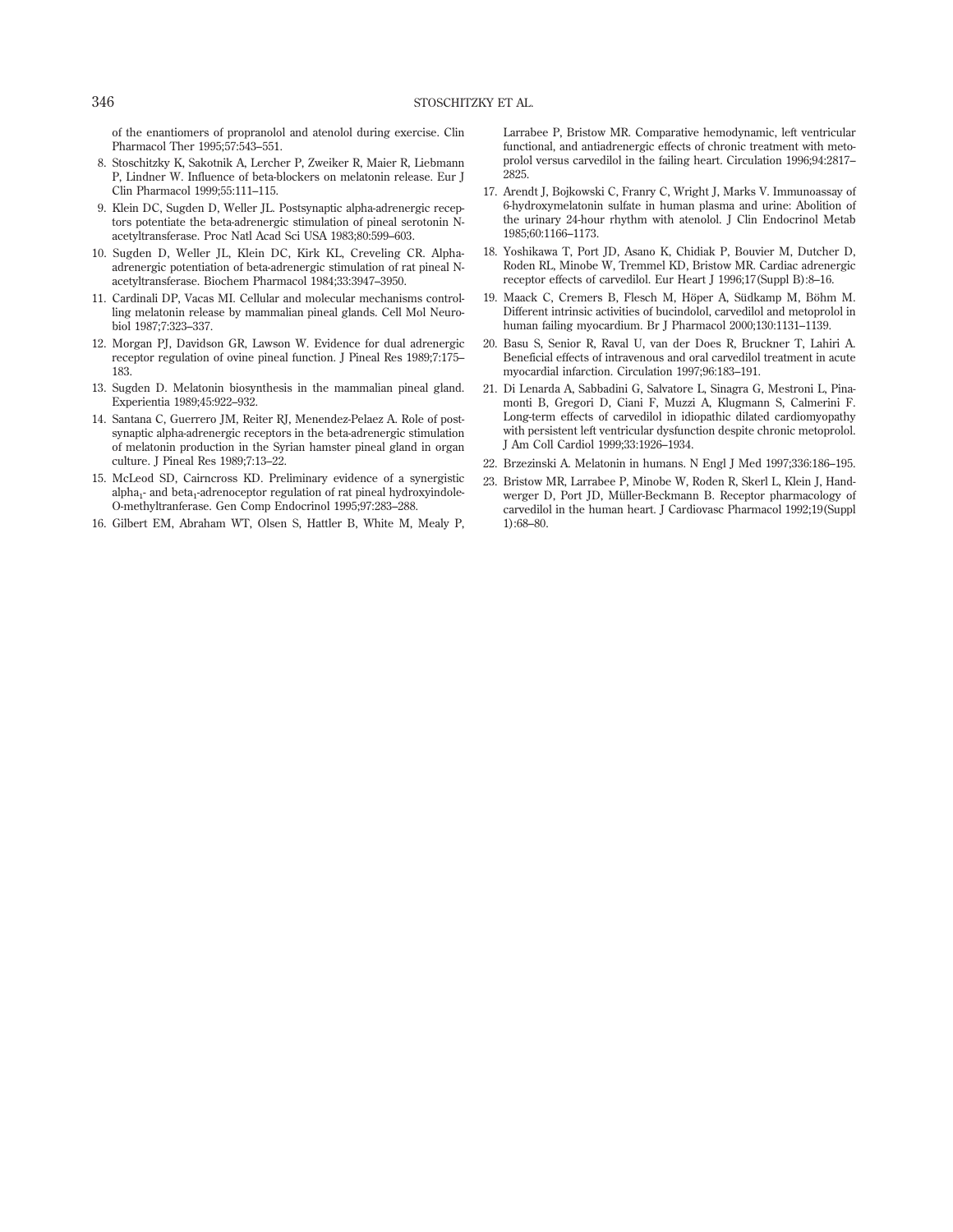of the enantiomers of propranolol and atenolol during exercise. Clin Pharmacol Ther 1995;57:543–551.

8. Stoschitzky K, Sakotnik A, Lercher P, Zweiker R, Maier R, Liebmann P, Lindner W. Influence of beta-blockers on melatonin release. Eur J Clin Pharmacol 1999;55:111–115.
9. Klein DC, Sugden D, Weller JL. Postsynaptic alpha-adrenergic receptors potentiate the beta-adrenergic stimulation of pineal serotonin N-acetyltransferase. Proc Natl Acad Sci USA 1983;80:599–603.
10. Sugden D, Weller JL, Klein DC, Kirk KL, Creveling CR. Alpha-adrenergic potentiation of beta-adrenergic stimulation of rat pineal N-acetyltransferase. Biochem Pharmacol 1984;33:3947–3950.
11. Cardinali DP, Vacas MI. Cellular and molecular mechanisms controlling melatonin release by mammalian pineal glands. Cell Mol Neurobiol 1987;7:323–337.
12. Morgan PJ, Davidson GR, Lawson W. Evidence for dual adrenergic receptor regulation of ovine pineal function. J Pineal Res 1989;7:175–183.
13. Sugden D. Melatonin biosynthesis in the mammalian pineal gland. Experientia 1989;45:922–932.
14. Santana C, Guerrero JM, Reiter RJ, Menendez-Pelaez A. Role of postsynaptic alpha-adrenergic receptors in the beta-adrenergic stimulation of melatonin production in the Syrian hamster pineal gland in organ culture. J Pineal Res 1989;7:13–22.
15. McLeod SD, Cairncross KD. Preliminary evidence of a synergistic $alpha_1$- and $beta_1$-adrenoceptor regulation of rat pineal hydroxyindole-O-methyltranferase. Gen Comp Endocrinol 1995;97:283–288.
16. Gilbert EM, Abraham WT, Olsen S, Hattler B, White M, Mealy P, Larrabee P, Bristow MR. Comparative hemodynamic, left ventricular functional, and antiadrenergic effects of chronic treatment with metoprolol versus carvedilol in the failing heart. Circulation 1996;94:2817–2825.
17. Arendt J, Bojkowski C, Franry C, Wright J, Marks V. Immunoassay of 6-hydroxymelatonin sulfate in human plasma and urine: Abolition of the urinary 24-hour rhythm with atenolol. J Clin Endocrinol Metab 1985;60:1166–1173.
18. Yoshikawa T, Port JD, Asano K, Chidiak P, Bouvier M, Dutcher D, Roden RL, Minobe W, Tremmel KD, Bristow MR. Cardiac adrenergic receptor effects of carvedilol. Eur Heart J 1996;17(Suppl B):8–16.
19. Maack C, Cremers B, Flesch M, Höper A, Südkamp M, Böhm M. Different intrinsic activities of bucindolol, carvedilol and metoprolol in human failing myocardium. Br J Pharmacol 2000;130:1131–1139.
20. Basu S, Senior R, Raval U, van der Does R, Bruckner T, Lahiri A. Beneficial effects of intravenous and oral carvedilol treatment in acute myocardial infarction. Circulation 1997;96:183–191.
21. Di Lenarda A, Sabbadini G, Salvatore L, Sinagra G, Mestroni L, Pinamonti B, Gregori D, Ciani F, Muzzi A, Klugmann S, Calmerini F. Long-term effects of carvedilol in idiopathic dilated cardiomyopathy with persistent left ventricular dysfunction despite chronic metoprolol. J Am Coll Cardiol 1999;33:1926–1934.
22. Brzezinski A. Melatonin in humans. N Engl J Med 1997;336:186–195.
23. Bristow MR, Larrabee P, Minobe W, Roden R, Skerl L, Klein J, Handwerger D, Port JD, Müller-Beckmann B. Receptor pharmacology of carvedilol in the human heart. J Cardiovasc Pharmacol 1992;19(Suppl 1):68–80.